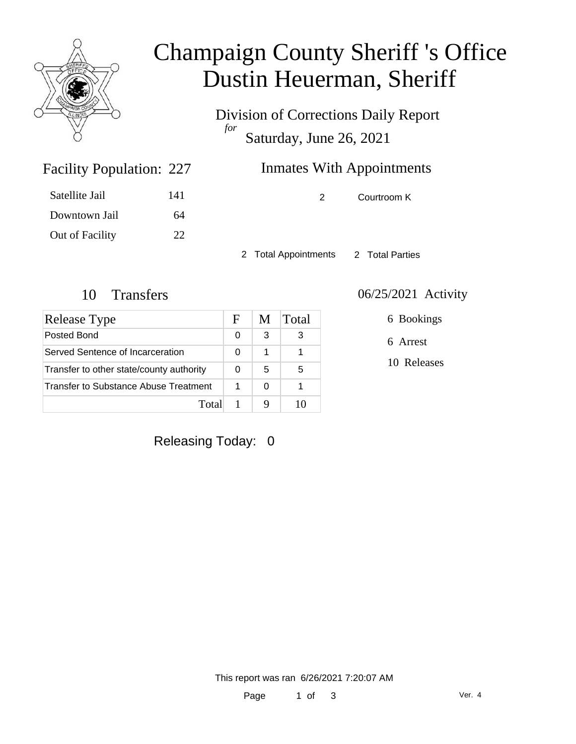# Champaign County Sheriff 's Office
# Dustin Heuerman, Sheriff

Division of Corrections Daily Report
*for*
Saturday, June 26, 2021

## Facility Population: 227

| | |
|---|---|
| Satellite Jail | 141 |
| Downtown Jail | 64 |
| Out of Facility | 22 |

## Inmates With Appointments

| | |
|---|---|
| 2 | Courtroom K |

2 Total Appointments   2 Total Parties

## 10 Transfers

| Release Type | F | M | Total |
|---|---|---|---|
| Posted Bond | 0 | 3 | 3 |
| Served Sentence of Incarceration | 0 | 1 | 1 |
| Transfer to other state/county authority | 0 | 5 | 5 |
| Transfer to Substance Abuse Treatment | 1 | 0 | 1 |
| Total | 1 | 9 | 10 |

## 06/25/2021 Activity

6 Bookings

6 Arrest

10 Releases

Releasing Today: 0

This report was ran 6/26/2021 7:20:07 AM

Ver. 4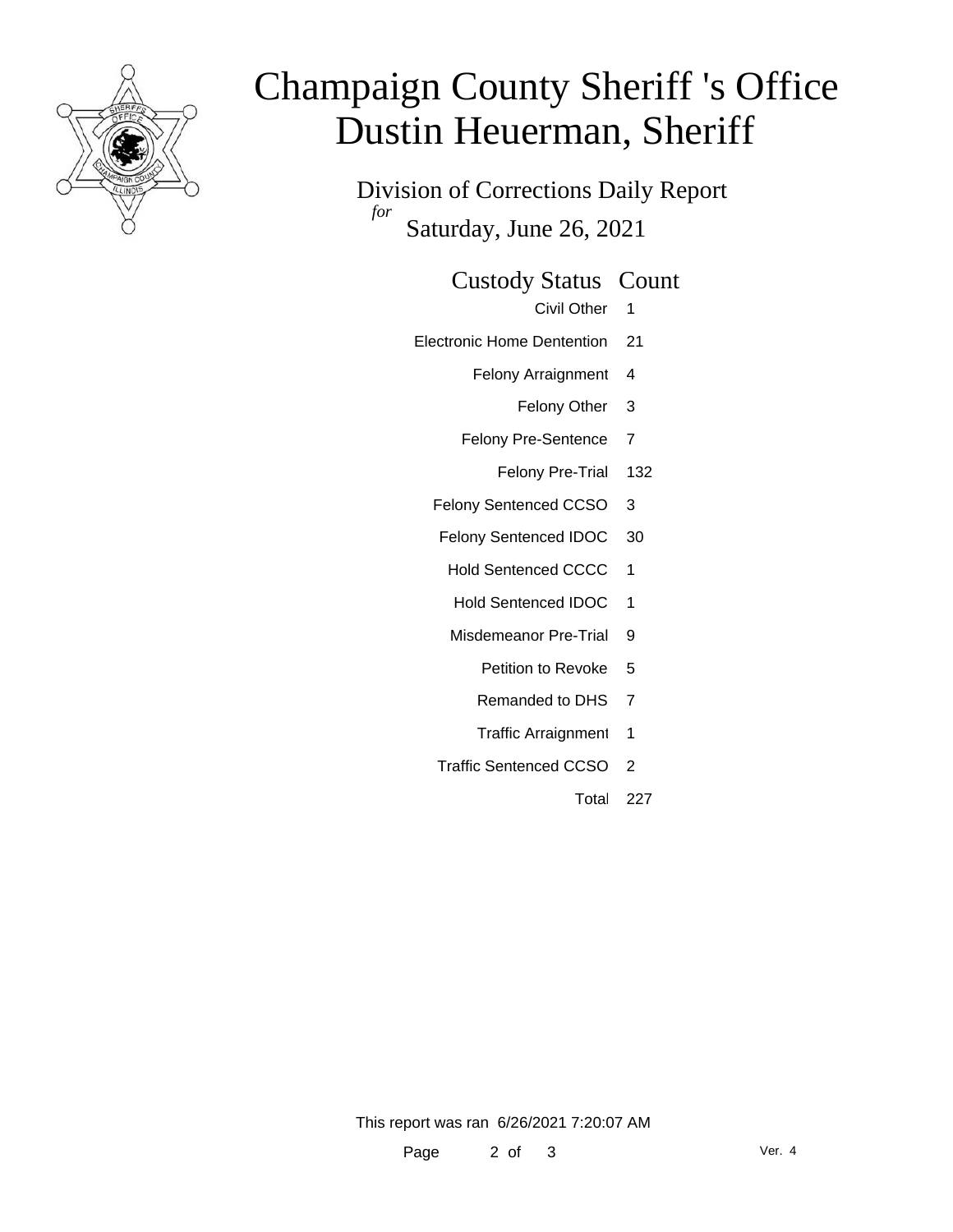# Champaign County Sheriff 's Office
# Dustin Heuerman, Sheriff

## Division of Corrections Daily Report

*for*

Saturday, June 26, 2021

| Custody Status | Count |
|---|---|
| Civil Other | 1 |
| Electronic Home Dentention | 21 |
| Felony Arraignment | 4 |
| Felony Other | 3 |
| Felony Pre-Sentence | 7 |
| Felony Pre-Trial | 132 |
| Felony Sentenced CCSO | 3 |
| Felony Sentenced IDOC | 30 |
| Hold Sentenced CCCC | 1 |
| Hold Sentenced IDOC | 1 |
| Misdemeanor Pre-Trial | 9 |
| Petition to Revoke | 5 |
| Remanded to DHS | 7 |
| Traffic Arraignment | 1 |
| Traffic Sentenced CCSO | 2 |
| Total | 227 |

This report was ran 6/26/2021 7:20:07 AM

Ver. 4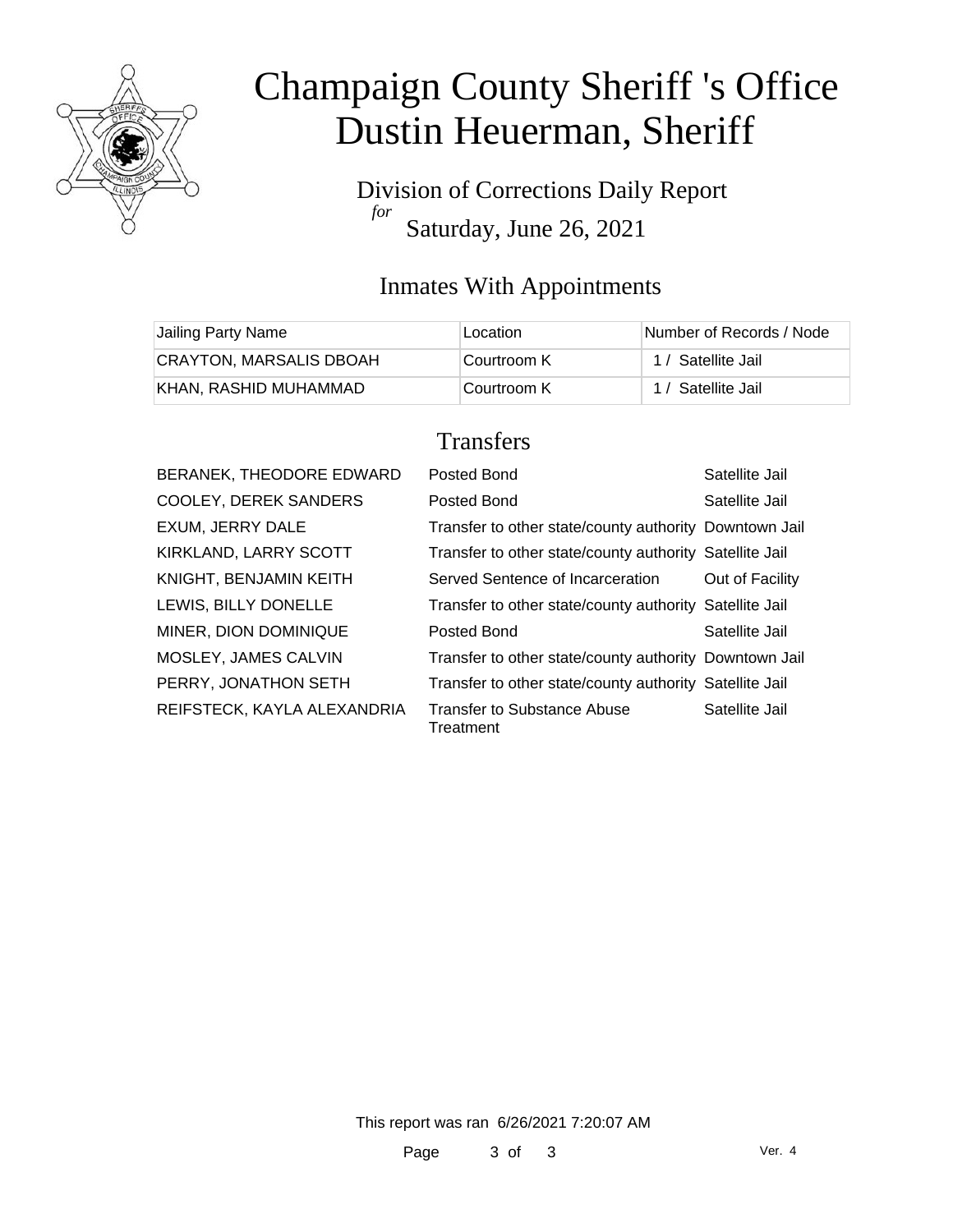# Champaign County Sheriff 's Office
# Dustin Heuerman, Sheriff

Division of Corrections Daily Report
*for*
Saturday, June 26, 2021

## Inmates With Appointments

| Jailing Party Name | Location | Number of Records / Node |
|---|---|---|
| CRAYTON, MARSALIS DBOAH | Courtroom K | 1 / Satellite Jail |
| KHAN, RASHID MUHAMMAD | Courtroom K | 1 / Satellite Jail |

## Transfers

| | | |
|---|---|---|
| BERANEK, THEODORE EDWARD | Posted Bond | Satellite Jail |
| COOLEY, DEREK SANDERS | Posted Bond | Satellite Jail |
| EXUM, JERRY DALE | Transfer to other state/county authority | Downtown Jail |
| KIRKLAND, LARRY SCOTT | Transfer to other state/county authority | Satellite Jail |
| KNIGHT, BENJAMIN KEITH | Served Sentence of Incarceration | Out of Facility |
| LEWIS, BILLY DONELLE | Transfer to other state/county authority | Satellite Jail |
| MINER, DION DOMINIQUE | Posted Bond | Satellite Jail |
| MOSLEY, JAMES CALVIN | Transfer to other state/county authority | Downtown Jail |
| PERRY, JONATHON SETH | Transfer to other state/county authority | Satellite Jail |
| REIFSTECK, KAYLA ALEXANDRIA | Transfer to Substance Abuse Treatment | Satellite Jail |

This report was ran 6/26/2021 7:20:07 AM

Ver. 4